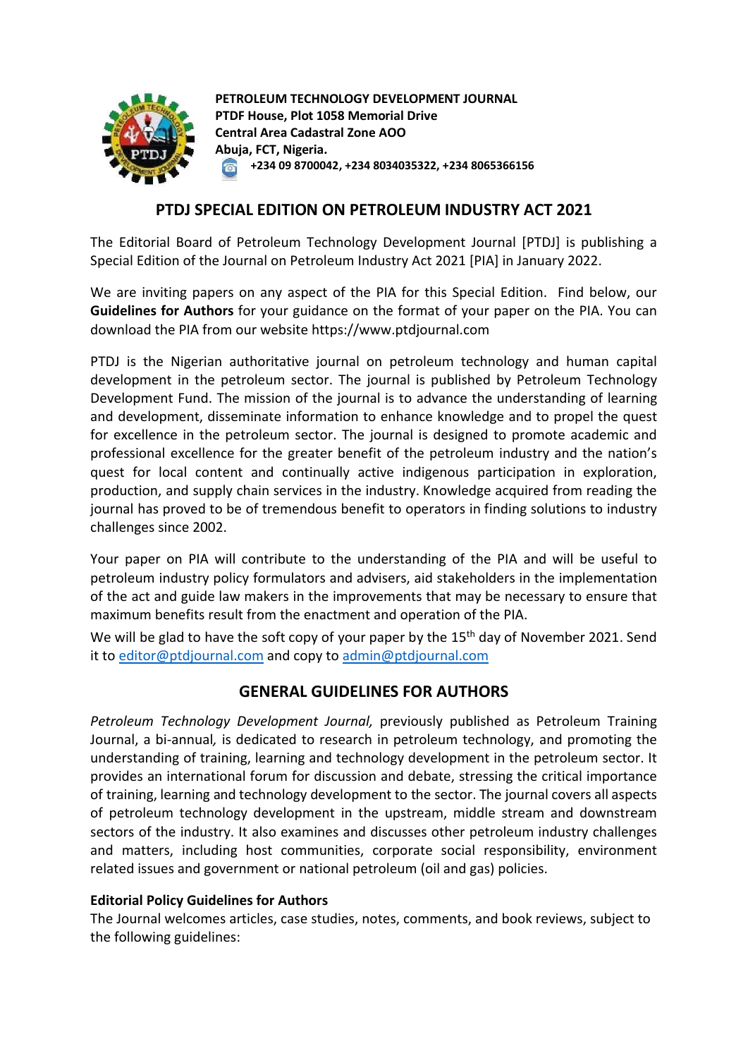**PETROLEUM TECHNOLOGY DEVELOPMENT JOURNAL**
**PTDF House, Plot 1058 Memorial Drive**
**Central Area Cadastral Zone AOO**
**Abuja, FCT, Nigeria.**
**+234 09 8700042, +234 8034035322, +234 8065366156**

## PTDJ SPECIAL EDITION ON PETROLEUM INDUSTRY ACT 2021

The Editorial Board of Petroleum Technology Development Journal [PTDJ] is publishing a Special Edition of the Journal on Petroleum Industry Act 2021 [PIA] in January 2022.

We are inviting papers on any aspect of the PIA for this Special Edition. Find below, our **Guidelines for Authors** for your guidance on the format of your paper on the PIA. You can download the PIA from our website https://www.ptdjournal.com

PTDJ is the Nigerian authoritative journal on petroleum technology and human capital development in the petroleum sector. The journal is published by Petroleum Technology Development Fund. The mission of the journal is to advance the understanding of learning and development, disseminate information to enhance knowledge and to propel the quest for excellence in the petroleum sector. The journal is designed to promote academic and professional excellence for the greater benefit of the petroleum industry and the nation's quest for local content and continually active indigenous participation in exploration, production, and supply chain services in the industry. Knowledge acquired from reading the journal has proved to be of tremendous benefit to operators in finding solutions to industry challenges since 2002.

Your paper on PIA will contribute to the understanding of the PIA and will be useful to petroleum industry policy formulators and advisers, aid stakeholders in the implementation of the act and guide law makers in the improvements that may be necessary to ensure that maximum benefits result from the enactment and operation of the PIA.

We will be glad to have the soft copy of your paper by the 15th day of November 2021. Send it to editor@ptdjournal.com and copy to admin@ptdjournal.com

## GENERAL GUIDELINES FOR AUTHORS

*Petroleum Technology Development Journal,* previously published as Petroleum Training Journal, a bi-annual*,* is dedicated to research in petroleum technology, and promoting the understanding of training, learning and technology development in the petroleum sector. It provides an international forum for discussion and debate, stressing the critical importance of training, learning and technology development to the sector. The journal covers all aspects of petroleum technology development in the upstream, middle stream and downstream sectors of the industry. It also examines and discusses other petroleum industry challenges and matters, including host communities, corporate social responsibility, environment related issues and government or national petroleum (oil and gas) policies.

### Editorial Policy Guidelines for Authors

The Journal welcomes articles, case studies, notes, comments, and book reviews, subject to the following guidelines: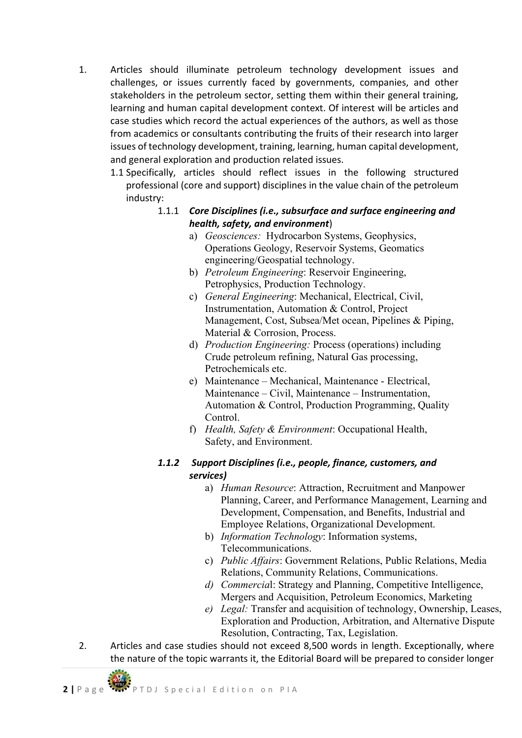1. Articles should illuminate petroleum technology development issues and challenges, or issues currently faced by governments, companies, and other stakeholders in the petroleum sector, setting them within their general training, learning and human capital development context. Of interest will be articles and case studies which record the actual experiences of the authors, as well as those from academics or consultants contributing the fruits of their research into larger issues of technology development, training, learning, human capital development, and general exploration and production related issues.

   1.1 Specifically, articles should reflect issues in the following structured professional (core and support) disciplines in the value chain of the petroleum industry:

      1.1.1 ***Core Disciplines (i.e., subsurface and surface engineering and health, safety, and environment***)

      a) *Geosciences:* Hydrocarbon Systems, Geophysics, Operations Geology, Reservoir Systems, Geomatics engineering/Geospatial technology.
      b) *Petroleum Engineering*: Reservoir Engineering, Petrophysics, Production Technology.
      c) *General Engineering*: Mechanical, Electrical, Civil, Instrumentation, Automation & Control, Project Management, Cost, Subsea/Met ocean, Pipelines & Piping, Material & Corrosion, Process.
      d) *Production Engineering:* Process (operations) including Crude petroleum refining, Natural Gas processing, Petrochemicals etc.
      e) Maintenance – Mechanical, Maintenance - Electrical, Maintenance – Civil, Maintenance – Instrumentation, Automation & Control, Production Programming, Quality Control.
      f) *Health, Safety & Environment*: Occupational Health, Safety, and Environment.

      ***1.1.2 Support Disciplines (i.e., people, finance, customers, and services)***

      a) *Human Resource*: Attraction, Recruitment and Manpower Planning, Career, and Performance Management, Learning and Development, Compensation, and Benefits, Industrial and Employee Relations, Organizational Development.
      b) *Information Technology*: Information systems, Telecommunications.
      c) *Public Affairs*: Government Relations, Public Relations, Media Relations, Community Relations, Communications.
      d) *Commercia*l: Strategy and Planning, Competitive Intelligence, Mergers and Acquisition, Petroleum Economics, Marketing
      e) *Legal:* Transfer and acquisition of technology, Ownership, Leases, Exploration and Production, Arbitration, and Alternative Dispute Resolution, Contracting, Tax, Legislation.

2. Articles and case studies should not exceed 8,500 words in length. Exceptionally, where the nature of the topic warrants it, the Editorial Board will be prepared to consider longer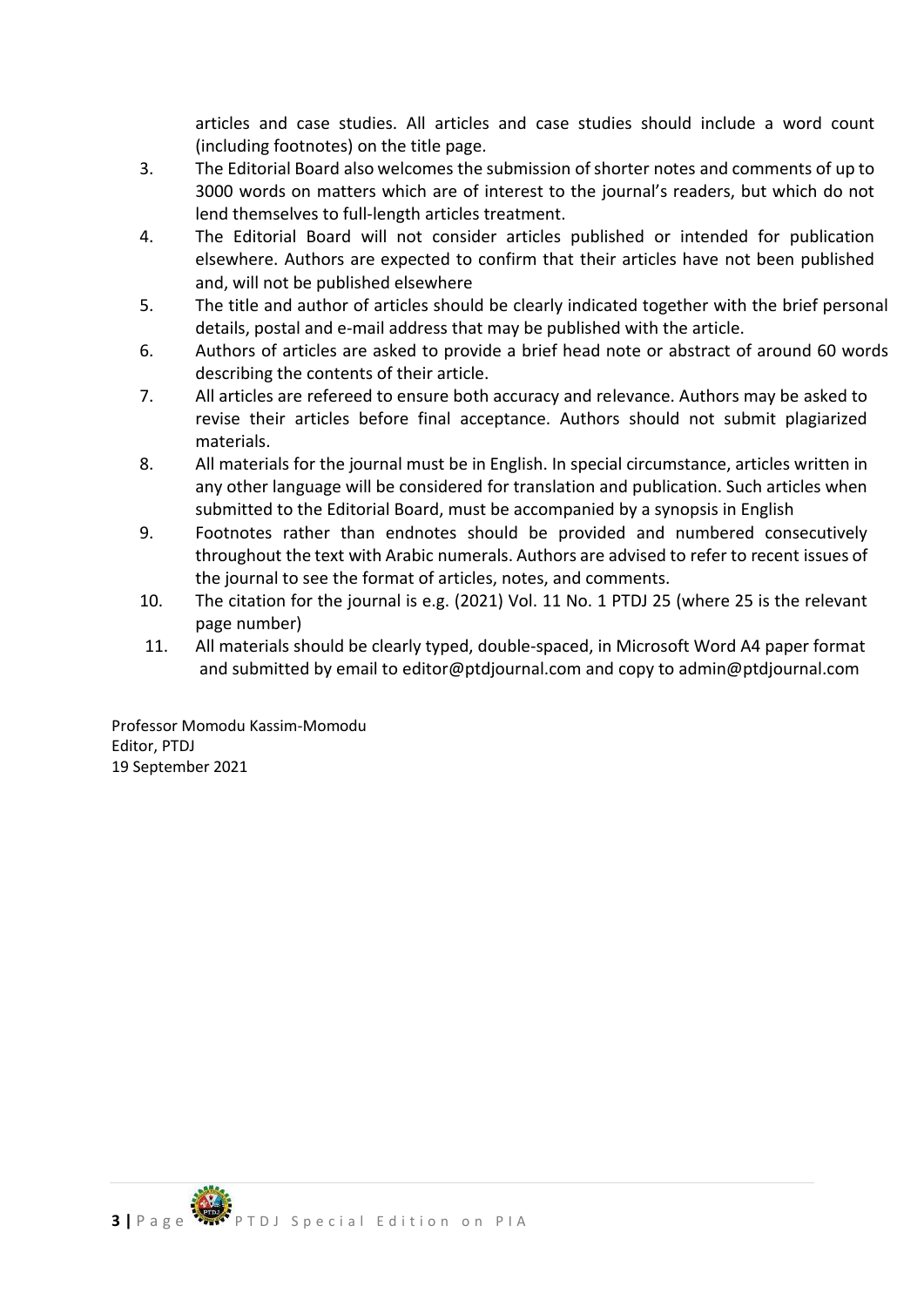articles and case studies. All articles and case studies should include a word count (including footnotes) on the title page.

3. The Editorial Board also welcomes the submission of shorter notes and comments of up to 3000 words on matters which are of interest to the journal's readers, but which do not lend themselves to full-length articles treatment.
4. The Editorial Board will not consider articles published or intended for publication elsewhere. Authors are expected to confirm that their articles have not been published and, will not be published elsewhere
5. The title and author of articles should be clearly indicated together with the brief personal details, postal and e-mail address that may be published with the article.
6. Authors of articles are asked to provide a brief head note or abstract of around 60 words describing the contents of their article.
7. All articles are refereed to ensure both accuracy and relevance. Authors may be asked to revise their articles before final acceptance. Authors should not submit plagiarized materials.
8. All materials for the journal must be in English. In special circumstance, articles written in any other language will be considered for translation and publication. Such articles when submitted to the Editorial Board, must be accompanied by a synopsis in English
9. Footnotes rather than endnotes should be provided and numbered consecutively throughout the text with Arabic numerals. Authors are advised to refer to recent issues of the journal to see the format of articles, notes, and comments.
10. The citation for the journal is e.g. (2021) Vol. 11 No. 1 PTDJ 25 (where 25 is the relevant page number)
11. All materials should be clearly typed, double-spaced, in Microsoft Word A4 paper format and submitted by email to editor@ptdjournal.com and copy to admin@ptdjournal.com

Professor Momodu Kassim-Momodu
Editor, PTDJ
19 September 2021